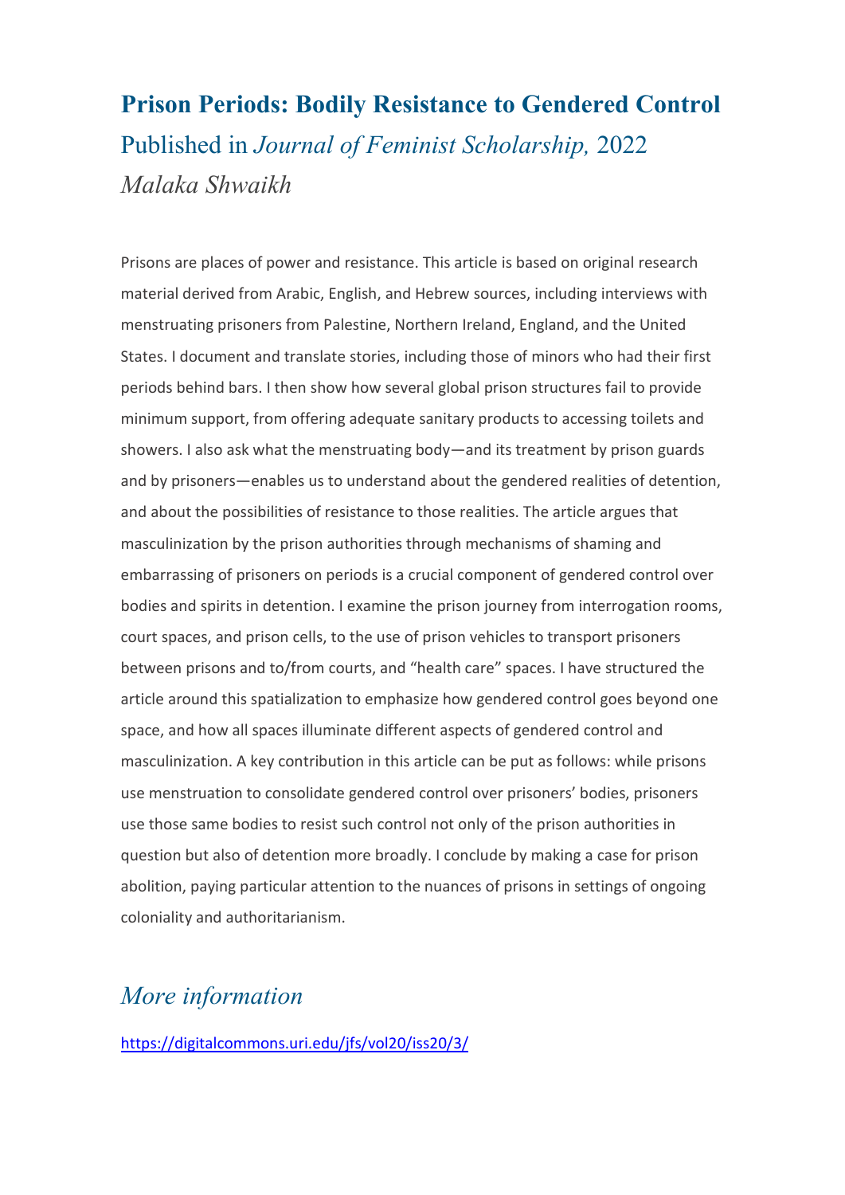# Prison Periods: Bodily Resistance to Gendered Control

Published in *Journal of Feminist Scholarship,* 2022

*Malaka Shwaikh*

Prisons are places of power and resistance. This article is based on original research material derived from Arabic, English, and Hebrew sources, including interviews with menstruating prisoners from Palestine, Northern Ireland, England, and the United States. I document and translate stories, including those of minors who had their first periods behind bars. I then show how several global prison structures fail to provide minimum support, from offering adequate sanitary products to accessing toilets and showers. I also ask what the menstruating body—and its treatment by prison guards and by prisoners—enables us to understand about the gendered realities of detention, and about the possibilities of resistance to those realities. The article argues that masculinization by the prison authorities through mechanisms of shaming and embarrassing of prisoners on periods is a crucial component of gendered control over bodies and spirits in detention. I examine the prison journey from interrogation rooms, court spaces, and prison cells, to the use of prison vehicles to transport prisoners between prisons and to/from courts, and "health care" spaces. I have structured the article around this spatialization to emphasize how gendered control goes beyond one space, and how all spaces illuminate different aspects of gendered control and masculinization. A key contribution in this article can be put as follows: while prisons use menstruation to consolidate gendered control over prisoners' bodies, prisoners use those same bodies to resist such control not only of the prison authorities in question but also of detention more broadly. I conclude by making a case for prison abolition, paying particular attention to the nuances of prisons in settings of ongoing coloniality and authoritarianism.

## *More information*

https://digitalcommons.uri.edu/jfs/vol20/iss20/3/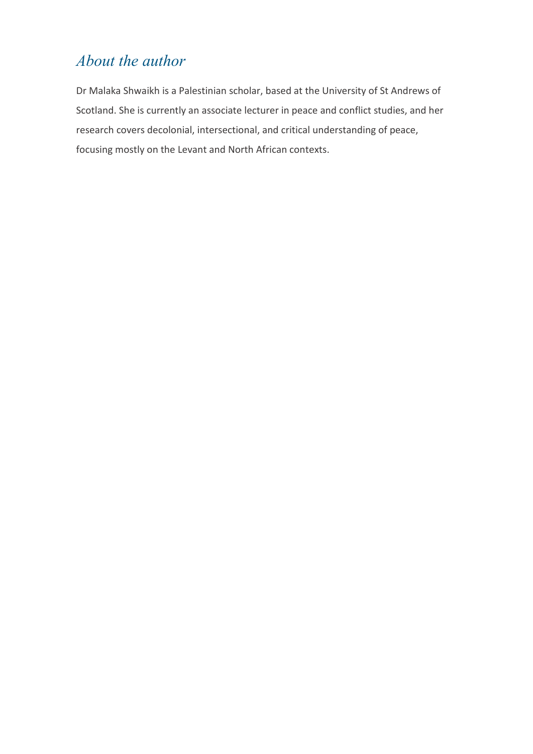## *About the author*

Dr Malaka Shwaikh is a Palestinian scholar, based at the University of St Andrews of Scotland. She is currently an associate lecturer in peace and conflict studies, and her research covers decolonial, intersectional, and critical understanding of peace, focusing mostly on the Levant and North African contexts.